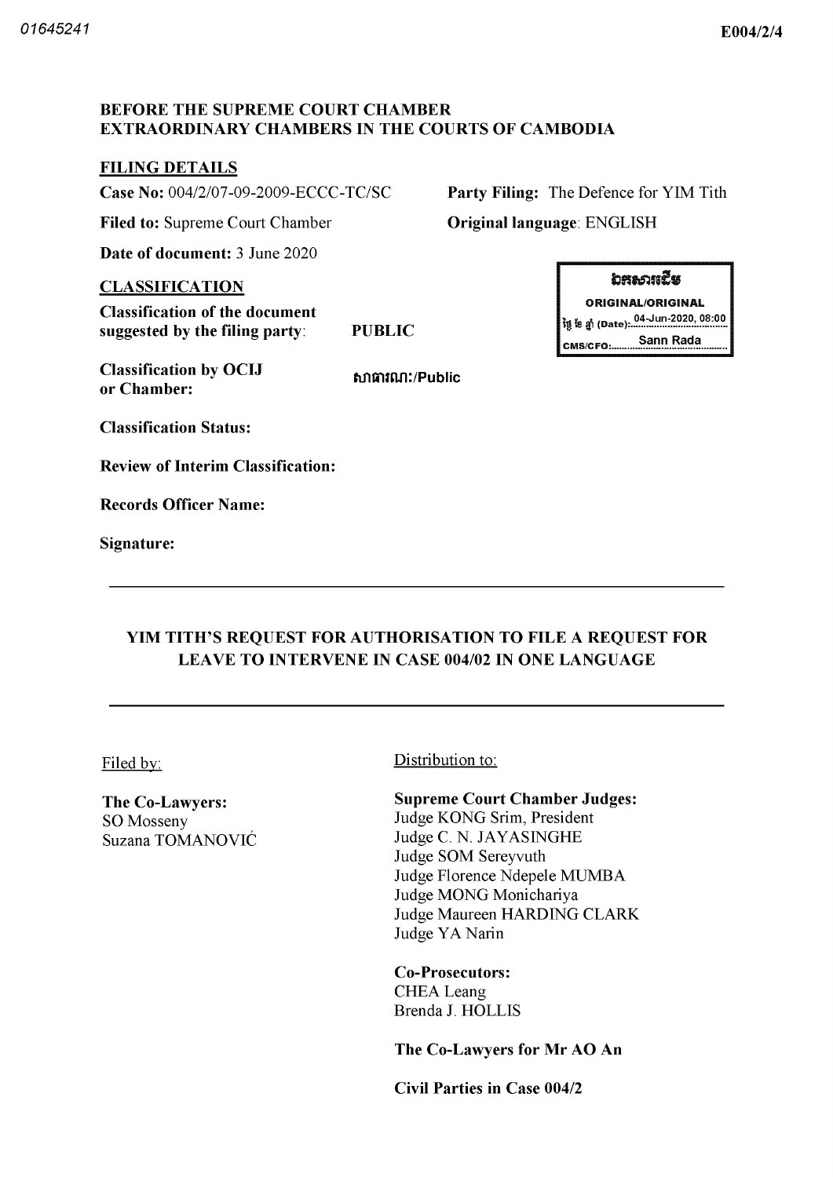**BEFORE THE SUPREME COURT CHAMBER**
**EXTRAORDINARY CHAMBERS IN THE COURTS OF CAMBODIA**

**FILING DETAILS**

**Case No:** 004/2/07-09-2009-ECCC-TC/SC

**Party Filing:** The Defence for YIM Tith

**Filed to:** Supreme Court Chamber

**Original language**: ENGLISH

**Date of document:** 3 June 2020

**CLASSIFICATION**

**Classification of the document suggested by the filing party**: PUBLIC

**Classification by OCIJ or Chamber:** សាធារណៈ/Public

**Classification Status:**

**Review of Interim Classification:**

**Records Officer Name:**

**Signature:**

ឯកសារដើម
ORIGINAL/ORIGINAL
ថ្ងៃ ខែ ឆ្នាំ (Date): 04-Jun-2020, 08:00
CMS/CFO: Sann Rada

---

## YIM TITH'S REQUEST FOR AUTHORISATION TO FILE A REQUEST FOR LEAVE TO INTERVENE IN CASE 004/02 IN ONE LANGUAGE

---

Filed by:

**The Co-Lawyers:**
SO Mosseny
Suzana TOMANOVIĆ

Distribution to:

**Supreme Court Chamber Judges:**
Judge KONG Srim, President
Judge C. N. JAYASINGHE
Judge SOM Sereyvuth
Judge Florence Ndepele MUMBA
Judge MONG Monichariya
Judge Maureen HARDING CLARK
Judge YA Narin

**Co-Prosecutors:**
CHEA Leang
Brenda J. HOLLIS

**The Co-Lawyers for Mr AO An**

**Civil Parties in Case 004/2**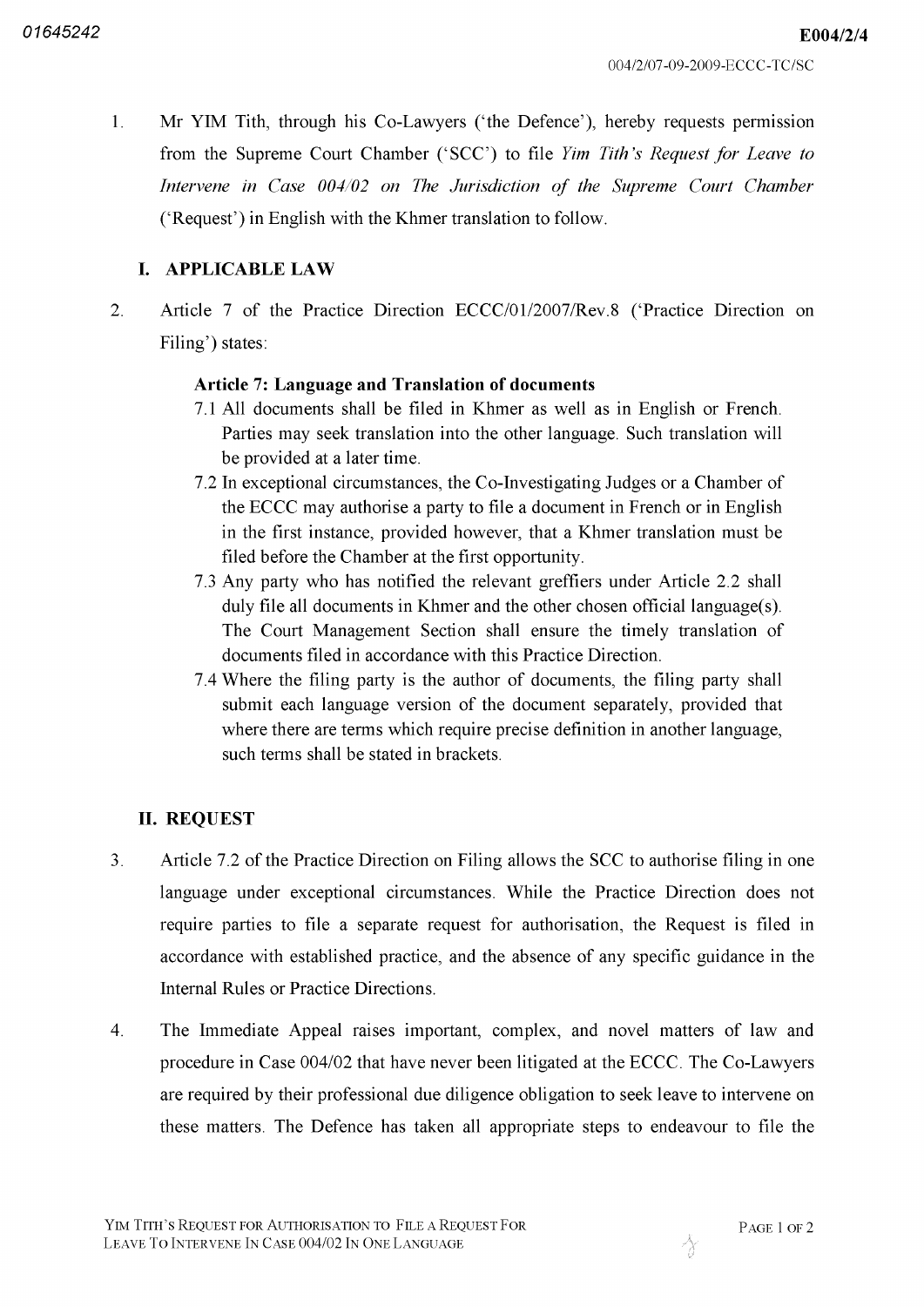1. Mr YIM Tith, through his Co-Lawyers ('the Defence'), hereby requests permission from the Supreme Court Chamber ('SCC') to file *Yim Tith's Request for Leave to Intervene in Case 004/02 on The Jurisdiction of the Supreme Court Chamber* ('Request') in English with the Khmer translation to follow.

## I. APPLICABLE LAW

2. Article 7 of the Practice Direction ECCC/01/2007/Rev.8 ('Practice Direction on Filing') states:

> **Article 7: Language and Translation of documents**
>
> 7.1 All documents shall be filed in Khmer as well as in English or French. Parties may seek translation into the other language. Such translation will be provided at a later time.
>
> 7.2 In exceptional circumstances, the Co-Investigating Judges or a Chamber of the ECCC may authorise a party to file a document in French or in English in the first instance, provided however, that a Khmer translation must be filed before the Chamber at the first opportunity.
>
> 7.3 Any party who has notified the relevant greffiers under Article 2.2 shall duly file all documents in Khmer and the other chosen official language(s). The Court Management Section shall ensure the timely translation of documents filed in accordance with this Practice Direction.
>
> 7.4 Where the filing party is the author of documents, the filing party shall submit each language version of the document separately, provided that where there are terms which require precise definition in another language, such terms shall be stated in brackets.

## II. REQUEST

3. Article 7.2 of the Practice Direction on Filing allows the SCC to authorise filing in one language under exceptional circumstances. While the Practice Direction does not require parties to file a separate request for authorisation, the Request is filed in accordance with established practice, and the absence of any specific guidance in the Internal Rules or Practice Directions.

4. The Immediate Appeal raises important, complex, and novel matters of law and procedure in Case 004/02 that have never been litigated at the ECCC. The Co-Lawyers are required by their professional due diligence obligation to seek leave to intervene on these matters. The Defence has taken all appropriate steps to endeavour to file the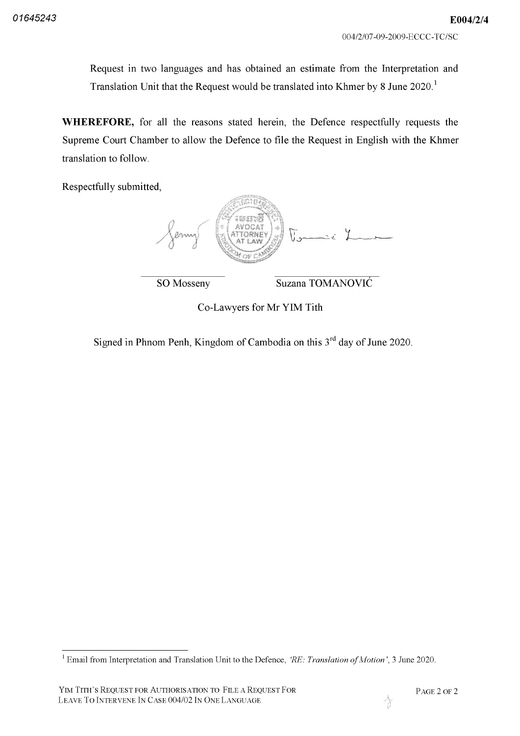Request in two languages and has obtained an estimate from the Interpretation and Translation Unit that the Request would be translated into Khmer by 8 June 2020.[1]

**WHEREFORE,** for all the reasons stated herein, the Defence respectfully requests the Supreme Court Chamber to allow the Defence to file the Request in English with the Khmer translation to follow.

Respectfully submitted,

| | |
|---|---|
| SO Mosseny | Suzana TOMANOVIĆ |

Co-Lawyers for Mr YIM Tith

Signed in Phnom Penh, Kingdom of Cambodia on this 3rd day of June 2020.

[1] Email from Interpretation and Translation Unit to the Defence, *'RE: Translation of Motion'*, 3 June 2020.